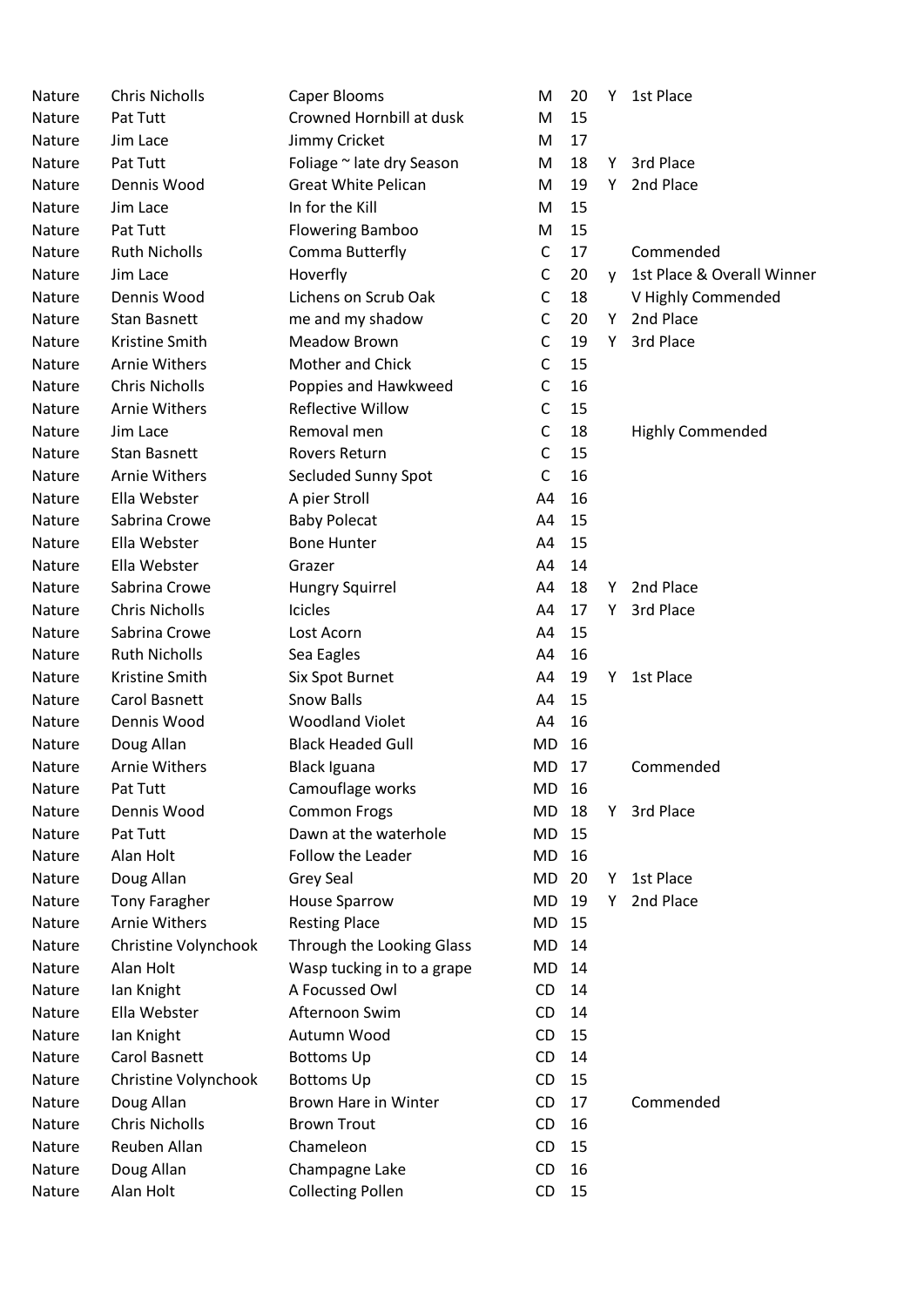| | | | | | | |
|---|---|---|---|---|---|---|
| Nature | Chris Nicholls | Caper Blooms | M | 20 | Y | 1st Place |
| Nature | Pat Tutt | Crowned Hornbill at dusk | M | 15 | | |
| Nature | Jim Lace | Jimmy Cricket | M | 17 | | |
| Nature | Pat Tutt | Foliage ~ late dry Season | M | 18 | Y | 3rd Place |
| Nature | Dennis Wood | Great White Pelican | M | 19 | Y | 2nd Place |
| Nature | Jim Lace | In for the Kill | M | 15 | | |
| Nature | Pat Tutt | Flowering Bamboo | M | 15 | | |
| Nature | Ruth Nicholls | Comma Butterfly | C | 17 | | Commended |
| Nature | Jim Lace | Hoverfly | C | 20 | y | 1st Place & Overall Winner |
| Nature | Dennis Wood | Lichens on Scrub Oak | C | 18 | | V Highly Commended |
| Nature | Stan Basnett | me and my shadow | C | 20 | Y | 2nd Place |
| Nature | Kristine Smith | Meadow Brown | C | 19 | Y | 3rd Place |
| Nature | Arnie Withers | Mother and Chick | C | 15 | | |
| Nature | Chris Nicholls | Poppies and Hawkweed | C | 16 | | |
| Nature | Arnie Withers | Reflective Willow | C | 15 | | |
| Nature | Jim Lace | Removal men | C | 18 | | Highly Commended |
| Nature | Stan Basnett | Rovers Return | C | 15 | | |
| Nature | Arnie Withers | Secluded Sunny Spot | C | 16 | | |
| Nature | Ella Webster | A pier Stroll | A4 | 16 | | |
| Nature | Sabrina Crowe | Baby Polecat | A4 | 15 | | |
| Nature | Ella Webster | Bone Hunter | A4 | 15 | | |
| Nature | Ella Webster | Grazer | A4 | 14 | | |
| Nature | Sabrina Crowe | Hungry Squirrel | A4 | 18 | Y | 2nd Place |
| Nature | Chris Nicholls | Icicles | A4 | 17 | Y | 3rd Place |
| Nature | Sabrina Crowe | Lost Acorn | A4 | 15 | | |
| Nature | Ruth Nicholls | Sea Eagles | A4 | 16 | | |
| Nature | Kristine Smith | Six Spot Burnet | A4 | 19 | Y | 1st Place |
| Nature | Carol Basnett | Snow Balls | A4 | 15 | | |
| Nature | Dennis Wood | Woodland Violet | A4 | 16 | | |
| Nature | Doug Allan | Black Headed Gull | MD | 16 | | |
| Nature | Arnie Withers | Black Iguana | MD | 17 | | Commended |
| Nature | Pat Tutt | Camouflage works | MD | 16 | | |
| Nature | Dennis Wood | Common Frogs | MD | 18 | Y | 3rd Place |
| Nature | Pat Tutt | Dawn at the waterhole | MD | 15 | | |
| Nature | Alan Holt | Follow the Leader | MD | 16 | | |
| Nature | Doug Allan | Grey Seal | MD | 20 | Y | 1st Place |
| Nature | Tony Faragher | House Sparrow | MD | 19 | Y | 2nd Place |
| Nature | Arnie Withers | Resting Place | MD | 15 | | |
| Nature | Christine Volynchook | Through the Looking Glass | MD | 14 | | |
| Nature | Alan Holt | Wasp tucking in to a grape | MD | 14 | | |
| Nature | Ian Knight | A Focussed Owl | CD | 14 | | |
| Nature | Ella Webster | Afternoon Swim | CD | 14 | | |
| Nature | Ian Knight | Autumn Wood | CD | 15 | | |
| Nature | Carol Basnett | Bottoms Up | CD | 14 | | |
| Nature | Christine Volynchook | Bottoms Up | CD | 15 | | |
| Nature | Doug Allan | Brown Hare in Winter | CD | 17 | | Commended |
| Nature | Chris Nicholls | Brown Trout | CD | 16 | | |
| Nature | Reuben Allan | Chameleon | CD | 15 | | |
| Nature | Doug Allan | Champagne Lake | CD | 16 | | |
| Nature | Alan Holt | Collecting Pollen | CD | 15 | | |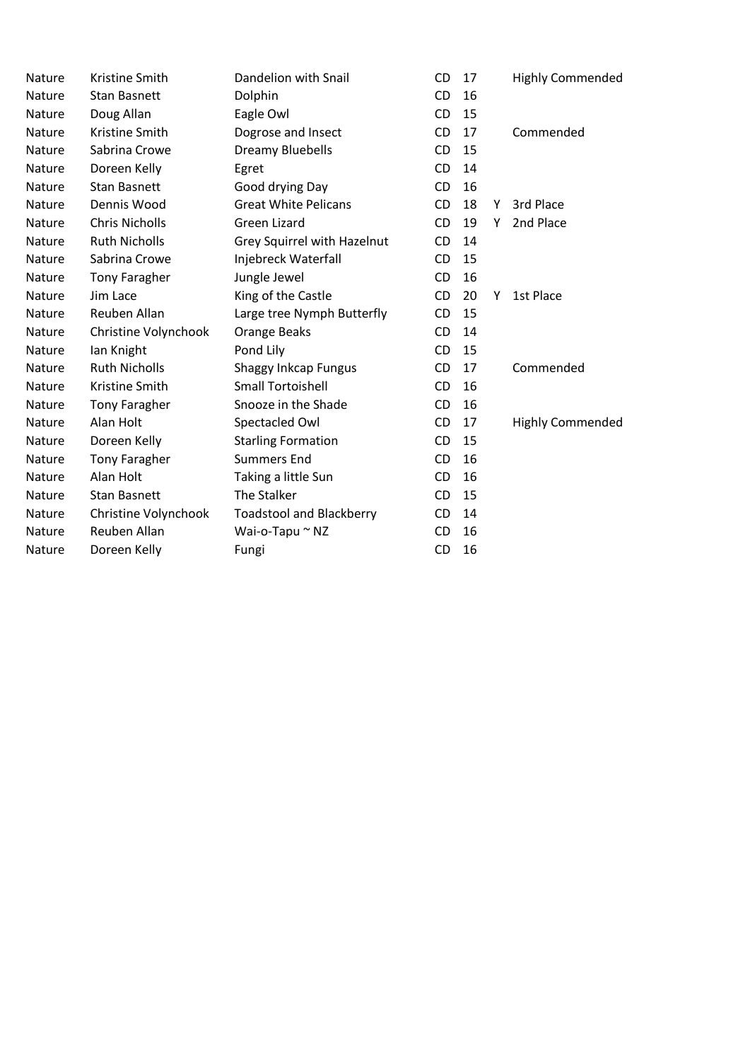| | | | | | | |
|---|---|---|---|---|---|---|
| Nature | Kristine Smith | Dandelion with Snail | CD | 17 | | Highly Commended |
| Nature | Stan Basnett | Dolphin | CD | 16 | | |
| Nature | Doug Allan | Eagle Owl | CD | 15 | | |
| Nature | Kristine Smith | Dogrose and Insect | CD | 17 | | Commended |
| Nature | Sabrina Crowe | Dreamy Bluebells | CD | 15 | | |
| Nature | Doreen Kelly | Egret | CD | 14 | | |
| Nature | Stan Basnett | Good drying Day | CD | 16 | | |
| Nature | Dennis Wood | Great White Pelicans | CD | 18 | Y | 3rd Place |
| Nature | Chris Nicholls | Green Lizard | CD | 19 | Y | 2nd Place |
| Nature | Ruth Nicholls | Grey Squirrel with Hazelnut | CD | 14 | | |
| Nature | Sabrina Crowe | Injebreck Waterfall | CD | 15 | | |
| Nature | Tony Faragher | Jungle Jewel | CD | 16 | | |
| Nature | Jim Lace | King of the Castle | CD | 20 | Y | 1st Place |
| Nature | Reuben Allan | Large tree Nymph Butterfly | CD | 15 | | |
| Nature | Christine Volynchook | Orange Beaks | CD | 14 | | |
| Nature | Ian Knight | Pond Lily | CD | 15 | | |
| Nature | Ruth Nicholls | Shaggy Inkcap Fungus | CD | 17 | | Commended |
| Nature | Kristine Smith | Small Tortoishell | CD | 16 | | |
| Nature | Tony Faragher | Snooze in the Shade | CD | 16 | | |
| Nature | Alan Holt | Spectacled Owl | CD | 17 | | Highly Commended |
| Nature | Doreen Kelly | Starling Formation | CD | 15 | | |
| Nature | Tony Faragher | Summers End | CD | 16 | | |
| Nature | Alan Holt | Taking a little Sun | CD | 16 | | |
| Nature | Stan Basnett | The Stalker | CD | 15 | | |
| Nature | Christine Volynchook | Toadstool and Blackberry | CD | 14 | | |
| Nature | Reuben Allan | Wai-o-Tapu ~ NZ | CD | 16 | | |
| Nature | Doreen Kelly | Fungi | CD | 16 | | |